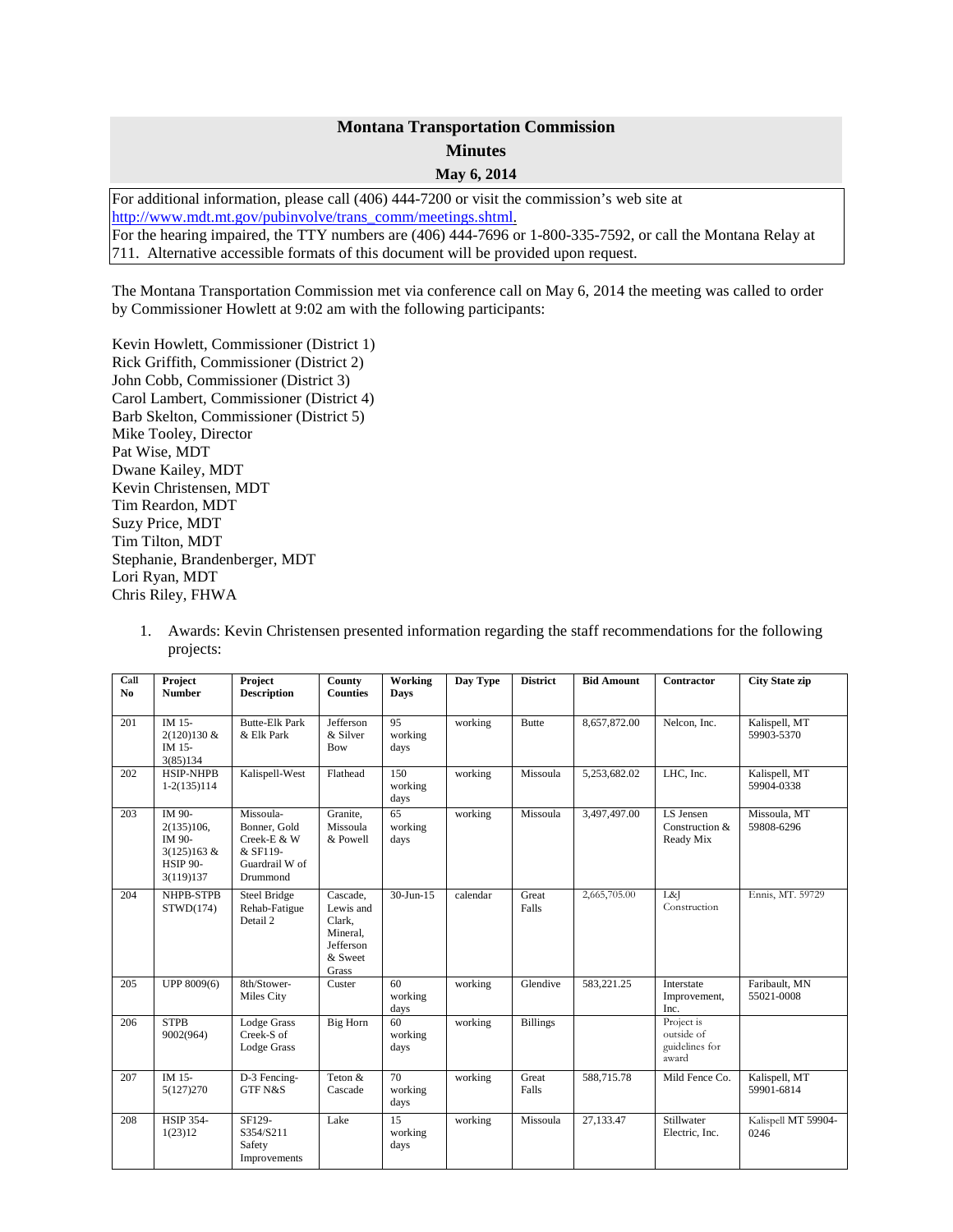# Montana Transportation Commission

## Minutes

### May 6, 2014

For additional information, please call (406) 444-7200 or visit the commission's web site at http://www.mdt.mt.gov/pubinvolve/trans_comm/meetings.shtml.
For the hearing impaired, the TTY numbers are (406) 444-7696 or 1-800-335-7592, or call the Montana Relay at 711. Alternative accessible formats of this document will be provided upon request.

The Montana Transportation Commission met via conference call on May 6, 2014 the meeting was called to order by Commissioner Howlett at 9:02 am with the following participants:

Kevin Howlett, Commissioner (District 1)
Rick Griffith, Commissioner (District 2)
John Cobb, Commissioner (District 3)
Carol Lambert, Commissioner (District 4)
Barb Skelton, Commissioner (District 5)
Mike Tooley, Director
Pat Wise, MDT
Dwane Kailey, MDT
Kevin Christensen, MDT
Tim Reardon, MDT
Suzy Price, MDT
Tim Tilton, MDT
Stephanie, Brandenberger, MDT
Lori Ryan, MDT
Chris Riley, FHWA

1. Awards: Kevin Christensen presented information regarding the staff recommendations for the following projects:

| Call No | Project Number | Project Description | County Counties | Working Days | Day Type | District | Bid Amount | Contractor | City State zip |
|---|---|---|---|---|---|---|---|---|---|
| 201 | IM 15-2(120)130 & IM 15-3(85)134 | Butte-Elk Park & Elk Park | Jefferson & Silver Bow | 95 working days | working | Butte | 8,657,872.00 | Nelcon, Inc. | Kalispell, MT 59903-5370 |
| 202 | HSIP-NHPB 1-2(135)114 | Kalispell-West | Flathead | 150 working days | working | Missoula | 5,253,682.02 | LHC, Inc. | Kalispell, MT 59904-0338 |
| 203 | IM 90-2(135)106, IM 90-3(125)163 & HSIP 90-3(119)137 | Missoula-Bonner, Gold Creek-E & W & SF119-Guardrail W of Drummond | Granite, Missoula & Powell | 65 working days | working | Missoula | 3,497,497.00 | LS Jensen Construction & Ready Mix | Missoula, MT 59808-6296 |
| 204 | NHPB-STPB STWD(174) | Steel Bridge Rehab-Fatigue Detail 2 | Cascade, Lewis and Clark, Mineral, Jefferson & Sweet Grass | 30-Jun-15 | calendar | Great Falls | 2,665,705.00 | L&J Construction | Ennis, MT. 59729 |
| 205 | UPP 8009(6) | 8th/Stower-Miles City | Custer | 60 working days | working | Glendive | 583,221.25 | Interstate Improvement, Inc. | Faribault, MN 55021-0008 |
| 206 | STPB 9002(964) | Lodge Grass Creek-S of Lodge Grass | Big Horn | 60 working days | working | Billings | | Project is outside of guidelines for award | |
| 207 | IM 15-5(127)270 | D-3 Fencing-GTF N&S | Teton & Cascade | 70 working days | working | Great Falls | 588,715.78 | Mild Fence Co. | Kalispell, MT 59901-6814 |
| 208 | HSIP 354-1(23)12 | SF129-S354/S211 Safety Improvements | Lake | 15 working days | working | Missoula | 27,133.47 | Stillwater Electric, Inc. | Kalispell MT 59904-0246 |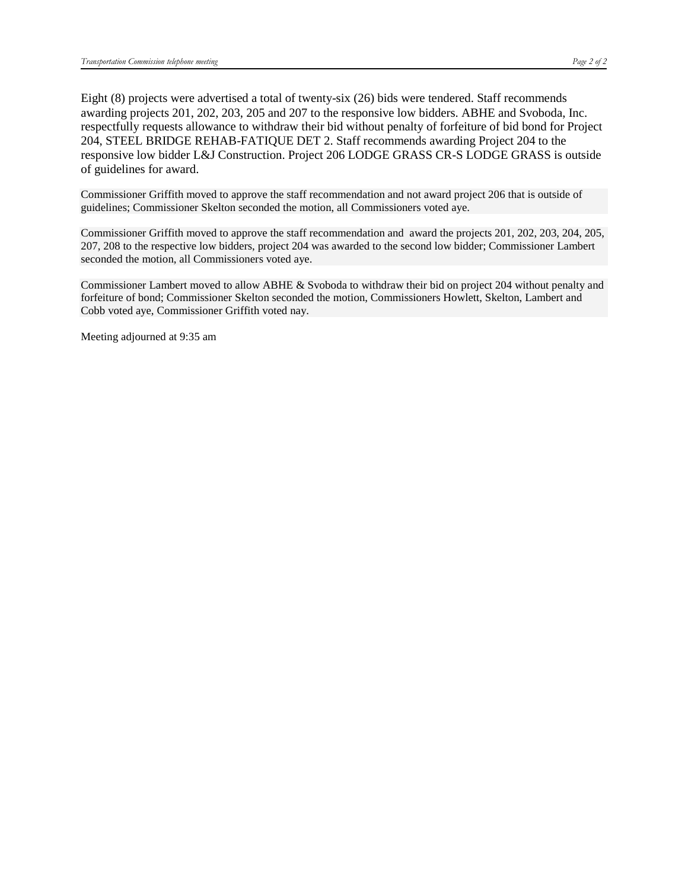Eight (8) projects were advertised a total of twenty-six (26) bids were tendered. Staff recommends awarding projects 201, 202, 203, 205 and 207 to the responsive low bidders. ABHE and Svoboda, Inc. respectfully requests allowance to withdraw their bid without penalty of forfeiture of bid bond for Project 204, STEEL BRIDGE REHAB-FATIQUE DET 2. Staff recommends awarding Project 204 to the responsive low bidder L&J Construction. Project 206 LODGE GRASS CR-S LODGE GRASS is outside of guidelines for award.

Commissioner Griffith moved to approve the staff recommendation and not award project 206 that is outside of guidelines; Commissioner Skelton seconded the motion, all Commissioners voted aye.

Commissioner Griffith moved to approve the staff recommendation and award the projects 201, 202, 203, 204, 205, 207, 208 to the respective low bidders, project 204 was awarded to the second low bidder; Commissioner Lambert seconded the motion, all Commissioners voted aye.

Commissioner Lambert moved to allow ABHE & Svoboda to withdraw their bid on project 204 without penalty and forfeiture of bond; Commissioner Skelton seconded the motion, Commissioners Howlett, Skelton, Lambert and Cobb voted aye, Commissioner Griffith voted nay.

Meeting adjourned at 9:35 am